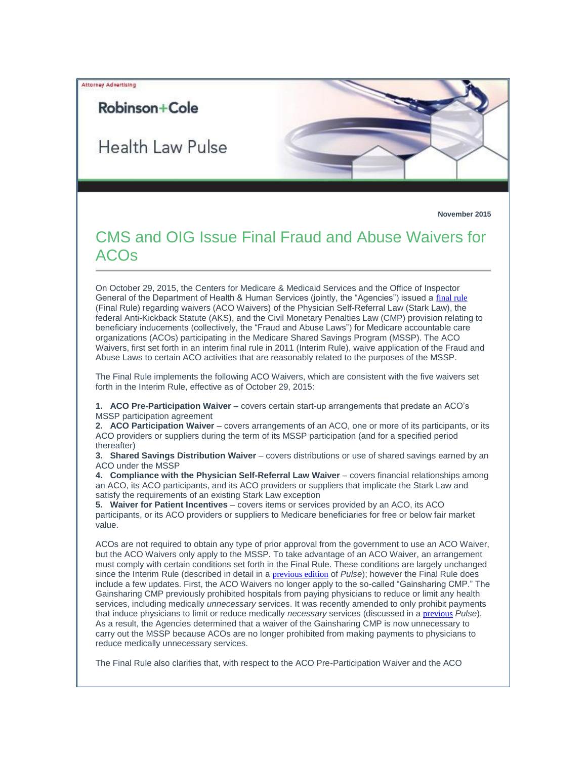Attorney Advertising

Robinson+Cole

Health Law Pulse

**November 2015**

# CMS and OIG Issue Final Fraud and Abuse Waivers for ACOs

On October 29, 2015, the Centers for Medicare & Medicaid Services and the Office of Inspector General of the Department of Health & Human Services (jointly, the "Agencies") issued a final rule (Final Rule) regarding waivers (ACO Waivers) of the Physician Self-Referral Law (Stark Law), the federal Anti-Kickback Statute (AKS), and the Civil Monetary Penalties Law (CMP) provision relating to beneficiary inducements (collectively, the "Fraud and Abuse Laws") for Medicare accountable care organizations (ACOs) participating in the Medicare Shared Savings Program (MSSP). The ACO Waivers, first set forth in an interim final rule in 2011 (Interim Rule), waive application of the Fraud and Abuse Laws to certain ACO activities that are reasonably related to the purposes of the MSSP.

The Final Rule implements the following ACO Waivers, which are consistent with the five waivers set forth in the Interim Rule, effective as of October 29, 2015:

**1. ACO Pre-Participation Waiver** – covers certain start-up arrangements that predate an ACO's MSSP participation agreement
**2. ACO Participation Waiver** – covers arrangements of an ACO, one or more of its participants, or its ACO providers or suppliers during the term of its MSSP participation (and for a specified period thereafter)
**3. Shared Savings Distribution Waiver** – covers distributions or use of shared savings earned by an ACO under the MSSP
**4. Compliance with the Physician Self-Referral Law Waiver** – covers financial relationships among an ACO, its ACO participants, and its ACO providers or suppliers that implicate the Stark Law and satisfy the requirements of an existing Stark Law exception
**5. Waiver for Patient Incentives** – covers items or services provided by an ACO, its ACO participants, or its ACO providers or suppliers to Medicare beneficiaries for free or below fair market value.

ACOs are not required to obtain any type of prior approval from the government to use an ACO Waiver, but the ACO Waivers only apply to the MSSP. To take advantage of an ACO Waiver, an arrangement must comply with certain conditions set forth in the Final Rule. These conditions are largely unchanged since the Interim Rule (described in detail in a previous edition of *Pulse*); however the Final Rule does include a few updates. First, the ACO Waivers no longer apply to the so-called "Gainsharing CMP." The Gainsharing CMP previously prohibited hospitals from paying physicians to reduce or limit any health services, including medically *unnecessary* services. It was recently amended to only prohibit payments that induce physicians to limit or reduce medically *necessary* services (discussed in a previous *Pulse*). As a result, the Agencies determined that a waiver of the Gainsharing CMP is now unnecessary to carry out the MSSP because ACOs are no longer prohibited from making payments to physicians to reduce medically unnecessary services.

The Final Rule also clarifies that, with respect to the ACO Pre-Participation Waiver and the ACO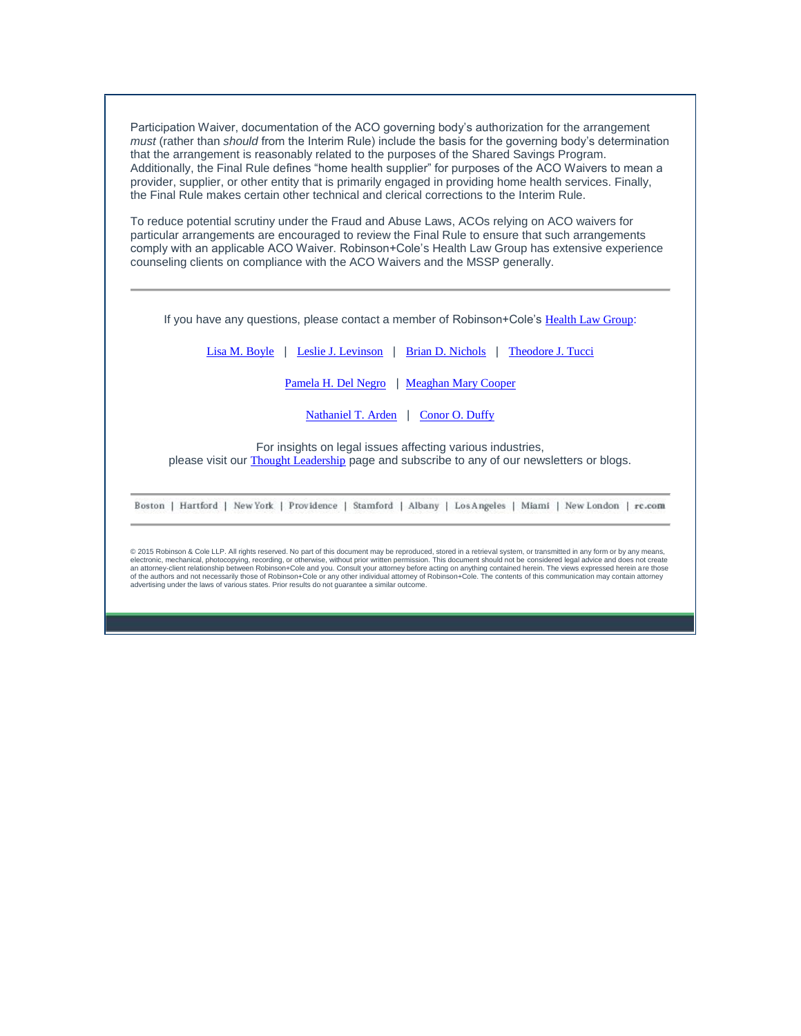Participation Waiver, documentation of the ACO governing body's authorization for the arrangement *must* (rather than *should* from the Interim Rule) include the basis for the governing body's determination that the arrangement is reasonably related to the purposes of the Shared Savings Program. Additionally, the Final Rule defines "home health supplier" for purposes of the ACO Waivers to mean a provider, supplier, or other entity that is primarily engaged in providing home health services. Finally, the Final Rule makes certain other technical and clerical corrections to the Interim Rule.

To reduce potential scrutiny under the Fraud and Abuse Laws, ACOs relying on ACO waivers for particular arrangements are encouraged to review the Final Rule to ensure that such arrangements comply with an applicable ACO Waiver. Robinson+Cole's Health Law Group has extensive experience counseling clients on compliance with the ACO Waivers and the MSSP generally.

---

If you have any questions, please contact a member of Robinson+Cole's Health Law Group:

Lisa M. Boyle | Leslie J. Levinson | Brian D. Nichols | Theodore J. Tucci

Pamela H. Del Negro | Meaghan Mary Cooper

Nathaniel T. Arden | Conor O. Duffy

For insights on legal issues affecting various industries, please visit our Thought Leadership page and subscribe to any of our newsletters or blogs.

---

Boston | Hartford | New York | Providence | Stamford | Albany | Los Angeles | Miami | New London | rc.com

---

© 2015 Robinson & Cole LLP. All rights reserved. No part of this document may be reproduced, stored in a retrieval system, or transmitted in any form or by any means, electronic, mechanical, photocopying, recording, or otherwise, without prior written permission. This document should not be considered legal advice and does not create an attorney-client relationship between Robinson+Cole and you. Consult your attorney before acting on anything contained herein. The views expressed herein are those of the authors and not necessarily those of Robinson+Cole or any other individual attorney of Robinson+Cole. The contents of this communication may contain attorney advertising under the laws of various states. Prior results do not guarantee a similar outcome.